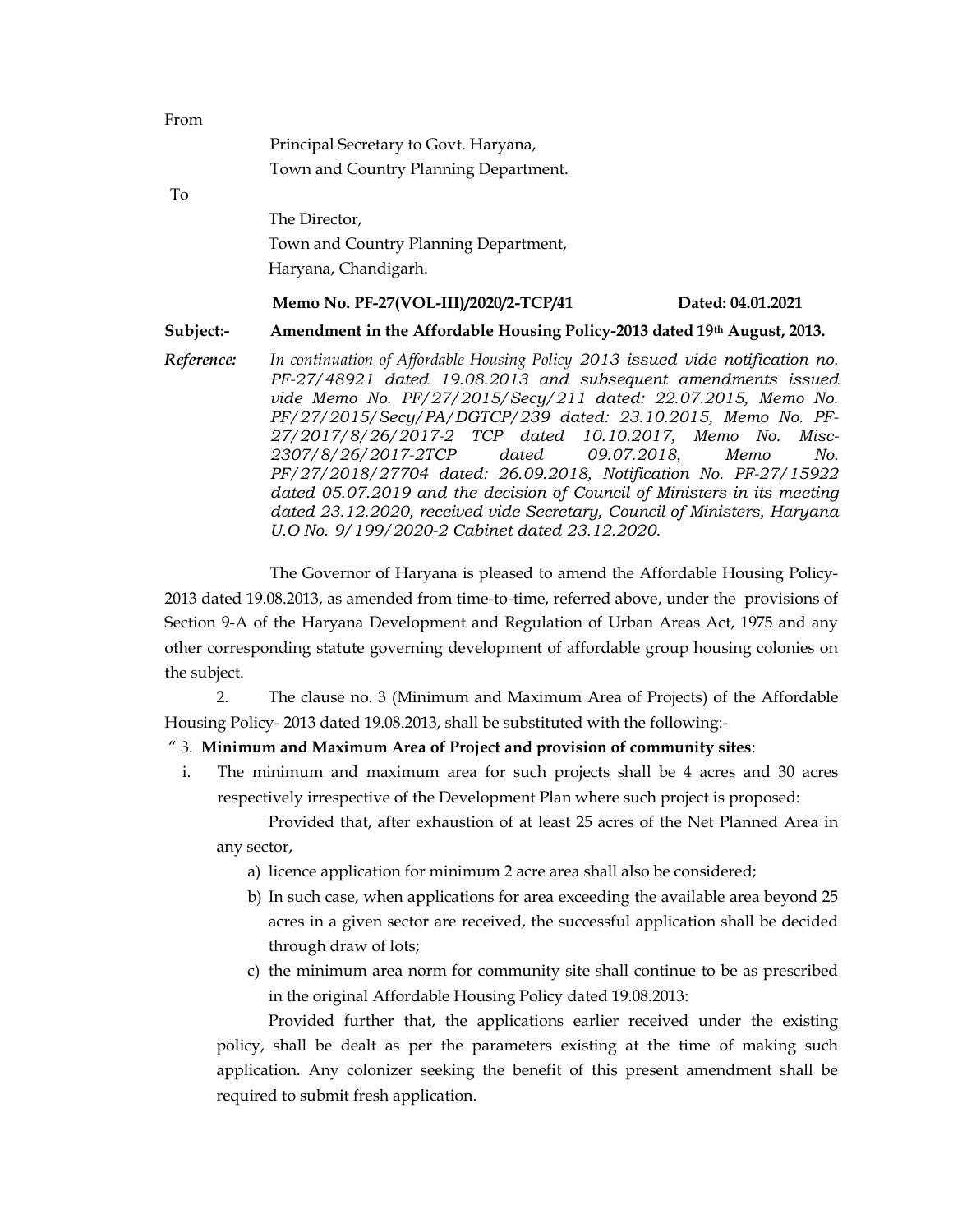From

Principal Secretary to Govt. Haryana,
Town and Country Planning Department.

To

The Director,
Town and Country Planning Department,
Haryana, Chandigarh.

**Memo No. PF-27(VOL-III)/2020/2-TCP/41** **Dated: 04.01.2021**

**Subject:-** **Amendment in the Affordable Housing Policy-2013 dated 19th August, 2013.**

*Reference:* *In continuation of Affordable Housing Policy 2013 issued vide notification no. PF-27/48921 dated 19.08.2013 and subsequent amendments issued vide Memo No. PF/27/2015/Secy/211 dated: 22.07.2015, Memo No. PF/27/2015/Secy/PA/DGTCP/239 dated: 23.10.2015, Memo No. PF-27/2017/8/26/2017-2 TCP dated 10.10.2017, Memo No. Misc-2307/8/26/2017-2TCP dated 09.07.2018, Memo No. PF/27/2018/27704 dated: 26.09.2018, Notification No. PF-27/15922 dated 05.07.2019 and the decision of Council of Ministers in its meeting dated 23.12.2020, received vide Secretary, Council of Ministers, Haryana U.O No. 9/199/2020-2 Cabinet dated 23.12.2020.*

The Governor of Haryana is pleased to amend the Affordable Housing Policy-2013 dated 19.08.2013, as amended from time-to-time, referred above, under the provisions of Section 9-A of the Haryana Development and Regulation of Urban Areas Act, 1975 and any other corresponding statute governing development of affordable group housing colonies on the subject.

2. The clause no. 3 (Minimum and Maximum Area of Projects) of the Affordable Housing Policy- 2013 dated 19.08.2013, shall be substituted with the following:-

" 3. **Minimum and Maximum Area of Project and provision of community sites**:

i. The minimum and maximum area for such projects shall be 4 acres and 30 acres respectively irrespective of the Development Plan where such project is proposed:

Provided that, after exhaustion of at least 25 acres of the Net Planned Area in any sector,

a) licence application for minimum 2 acre area shall also be considered;

b) In such case, when applications for area exceeding the available area beyond 25 acres in a given sector are received, the successful application shall be decided through draw of lots;

c) the minimum area norm for community site shall continue to be as prescribed in the original Affordable Housing Policy dated 19.08.2013:

Provided further that, the applications earlier received under the existing policy, shall be dealt as per the parameters existing at the time of making such application. Any colonizer seeking the benefit of this present amendment shall be required to submit fresh application.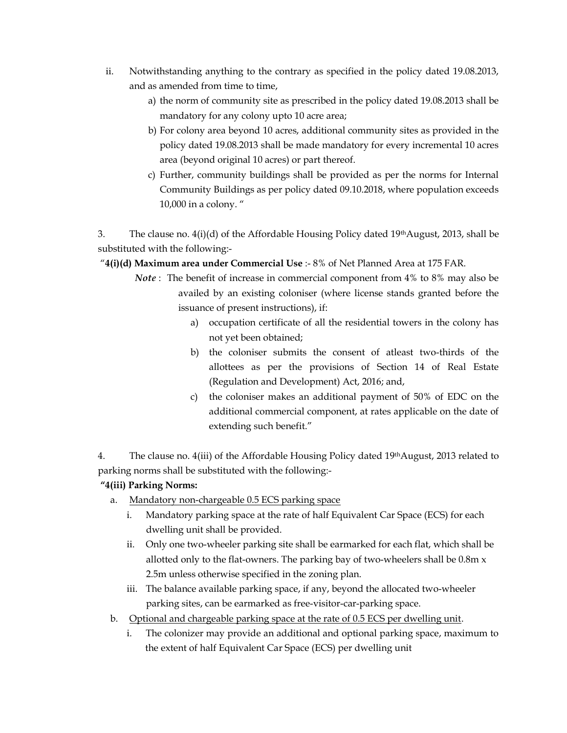ii. Notwithstanding anything to the contrary as specified in the policy dated 19.08.2013, and as amended from time to time,

   a) the norm of community site as prescribed in the policy dated 19.08.2013 shall be mandatory for any colony upto 10 acre area;

   b) For colony area beyond 10 acres, additional community sites as provided in the policy dated 19.08.2013 shall be made mandatory for every incremental 10 acres area (beyond original 10 acres) or part thereof.

   c) Further, community buildings shall be provided as per the norms for Internal Community Buildings as per policy dated 09.10.2018, where population exceeds 10,000 in a colony. "

3. The clause no. 4(i)(d) of the Affordable Housing Policy dated 19th August, 2013, shall be substituted with the following:-

"**4(i)(d) Maximum area under Commercial Use** :- 8% of Net Planned Area at 175 FAR.

***Note*** : The benefit of increase in commercial component from 4% to 8% may also be availed by an existing coloniser (where license stands granted before the issuance of present instructions), if:

   a) occupation certificate of all the residential towers in the colony has not yet been obtained;

   b) the coloniser submits the consent of atleast two-thirds of the allottees as per the provisions of Section 14 of Real Estate (Regulation and Development) Act, 2016; and,

   c) the coloniser makes an additional payment of 50% of EDC on the additional commercial component, at rates applicable on the date of extending such benefit."

4. The clause no. 4(iii) of the Affordable Housing Policy dated 19th August, 2013 related to parking norms shall be substituted with the following:-

**"4(iii) Parking Norms:**

a. <u>Mandatory non-chargeable 0.5 ECS parking space</u>

   i. Mandatory parking space at the rate of half Equivalent Car Space (ECS) for each dwelling unit shall be provided.

   ii. Only one two-wheeler parking site shall be earmarked for each flat, which shall be allotted only to the flat-owners. The parking bay of two-wheelers shall be 0.8m x 2.5m unless otherwise specified in the zoning plan.

   iii. The balance available parking space, if any, beyond the allocated two-wheeler parking sites, can be earmarked as free-visitor-car-parking space.

b. <u>Optional and chargeable parking space at the rate of 0.5 ECS per dwelling unit</u>.

   i. The colonizer may provide an additional and optional parking space, maximum to the extent of half Equivalent Car Space (ECS) per dwelling unit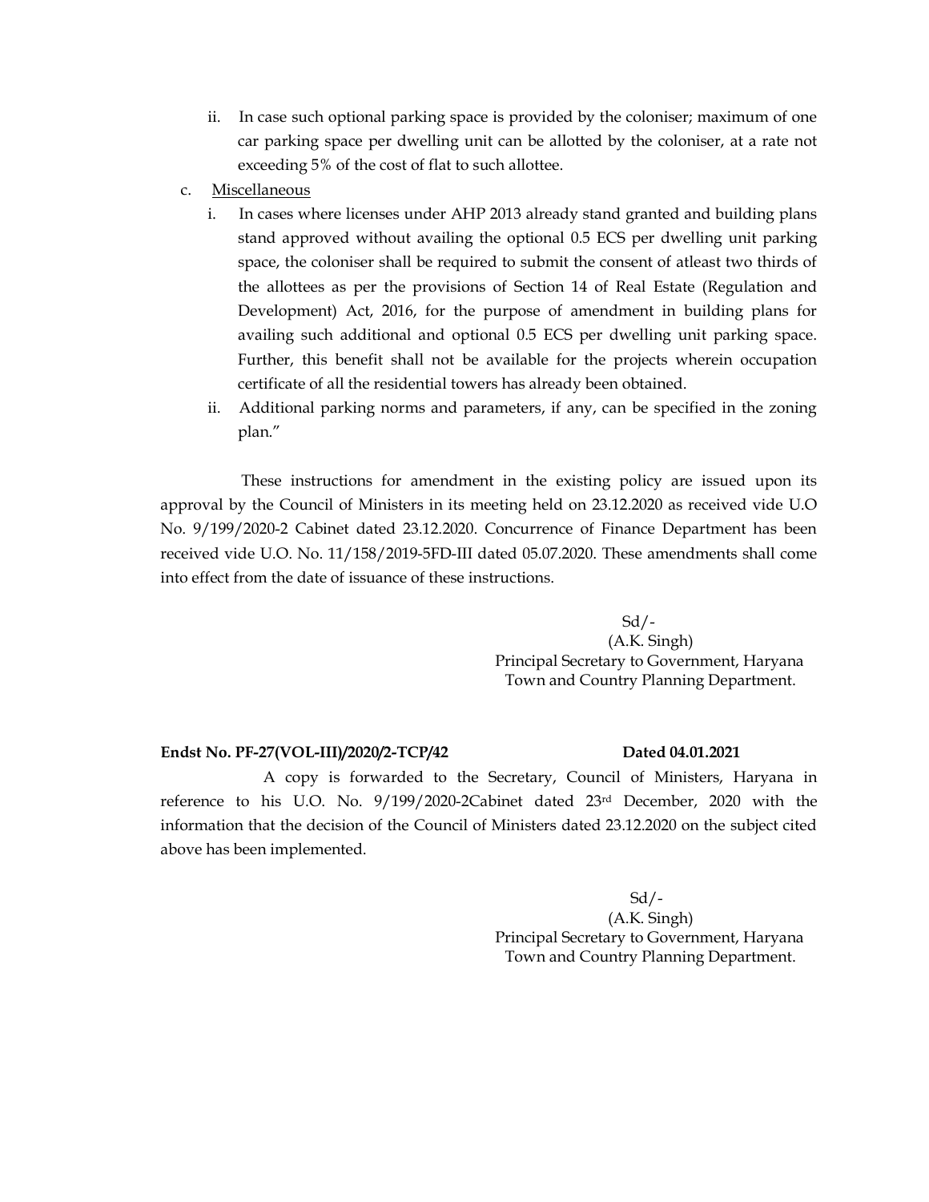ii. In case such optional parking space is provided by the coloniser; maximum of one car parking space per dwelling unit can be allotted by the coloniser, at a rate not exceeding 5% of the cost of flat to such allottee.

c. Miscellaneous

i. In cases where licenses under AHP 2013 already stand granted and building plans stand approved without availing the optional 0.5 ECS per dwelling unit parking space, the coloniser shall be required to submit the consent of atleast two thirds of the allottees as per the provisions of Section 14 of Real Estate (Regulation and Development) Act, 2016, for the purpose of amendment in building plans for availing such additional and optional 0.5 ECS per dwelling unit parking space. Further, this benefit shall not be available for the projects wherein occupation certificate of all the residential towers has already been obtained.

ii. Additional parking norms and parameters, if any, can be specified in the zoning plan."

These instructions for amendment in the existing policy are issued upon its approval by the Council of Ministers in its meeting held on 23.12.2020 as received vide U.O No. 9/199/2020-2 Cabinet dated 23.12.2020. Concurrence of Finance Department has been received vide U.O. No. 11/158/2019-5FD-III dated 05.07.2020. These amendments shall come into effect from the date of issuance of these instructions.

Sd/-
(A.K. Singh)
Principal Secretary to Government, Haryana
Town and Country Planning Department.

**Endst No. PF-27(VOL-III)/2020/2-TCP/42** **Dated 04.01.2021**

A copy is forwarded to the Secretary, Council of Ministers, Haryana in reference to his U.O. No. 9/199/2020-2Cabinet dated 23rd December, 2020 with the information that the decision of the Council of Ministers dated 23.12.2020 on the subject cited above has been implemented.

Sd/-
(A.K. Singh)
Principal Secretary to Government, Haryana
Town and Country Planning Department.